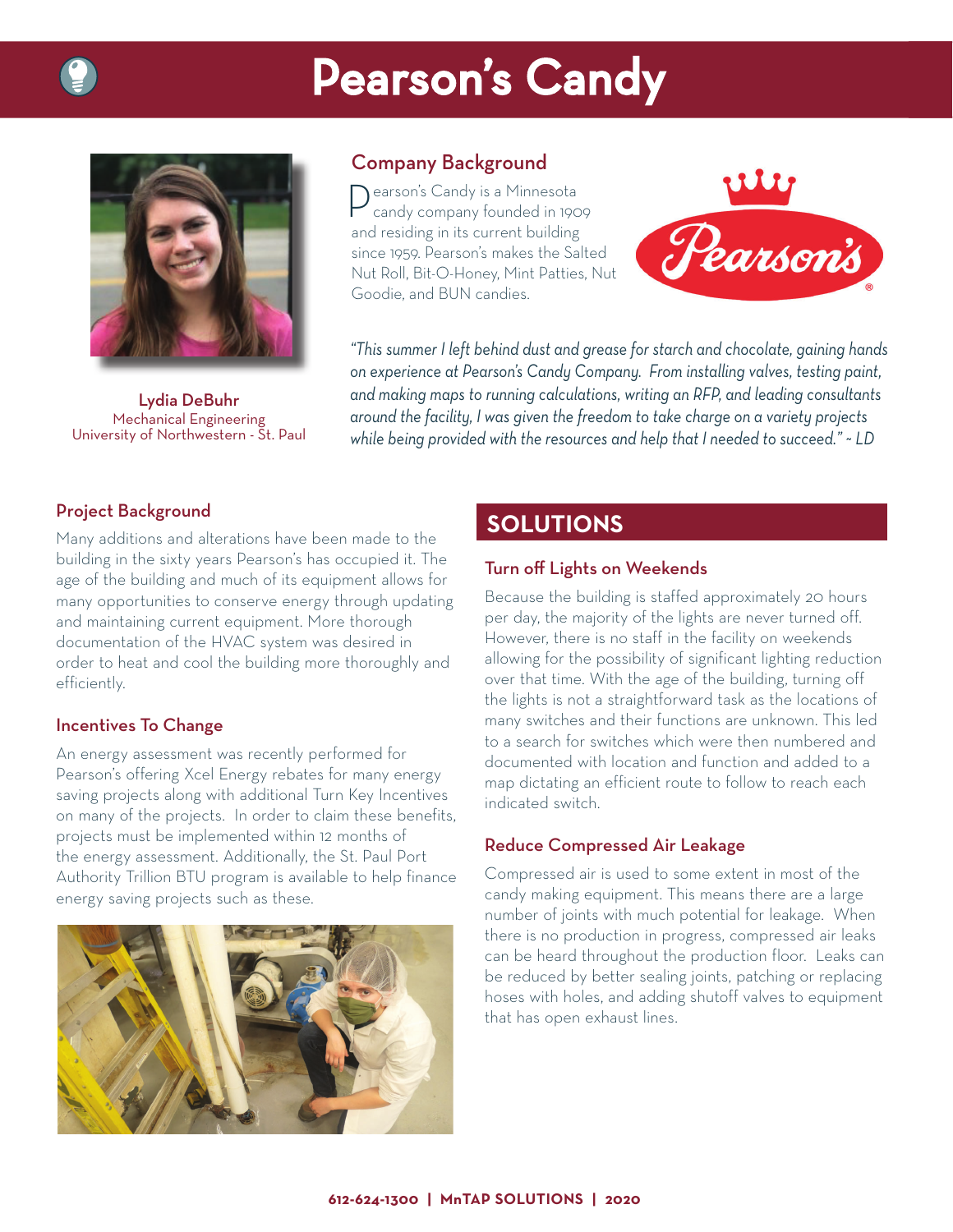# Pearson's Candy

Lydia DeBuhr
Mechanical Engineering
University of Northwestern - St. Paul

## Company Background

Pearson's Candy is a Minnesota candy company founded in 1909 and residing in its current building since 1959. Pearson's makes the Salted Nut Roll, Bit-O-Honey, Mint Patties, Nut Goodie, and BUN candies.

*"This summer I left behind dust and grease for starch and chocolate, gaining hands on experience at Pearson's Candy Company. From installing valves, testing paint, and making maps to running calculations, writing an RFP, and leading consultants around the facility, I was given the freedom to take charge on a variety projects while being provided with the resources and help that I needed to succeed." ~ LD*

### Project Background

Many additions and alterations have been made to the building in the sixty years Pearson's has occupied it. The age of the building and much of its equipment allows for many opportunities to conserve energy through updating and maintaining current equipment. More thorough documentation of the HVAC system was desired in order to heat and cool the building more thoroughly and efficiently.

### Incentives To Change

An energy assessment was recently performed for Pearson's offering Xcel Energy rebates for many energy saving projects along with additional Turn Key Incentives on many of the projects. In order to claim these benefits, projects must be implemented within 12 months of the energy assessment. Additionally, the St. Paul Port Authority Trillion BTU program is available to help finance energy saving projects such as these.

## SOLUTIONS

### Turn off Lights on Weekends

Because the building is staffed approximately 20 hours per day, the majority of the lights are never turned off. However, there is no staff in the facility on weekends allowing for the possibility of significant lighting reduction over that time. With the age of the building, turning off the lights is not a straightforward task as the locations of many switches and their functions are unknown. This led to a search for switches which were then numbered and documented with location and function and added to a map dictating an efficient route to follow to reach each indicated switch.

### Reduce Compressed Air Leakage

Compressed air is used to some extent in most of the candy making equipment. This means there are a large number of joints with much potential for leakage. When there is no production in progress, compressed air leaks can be heard throughout the production floor. Leaks can be reduced by better sealing joints, patching or replacing hoses with holes, and adding shutoff valves to equipment that has open exhaust lines.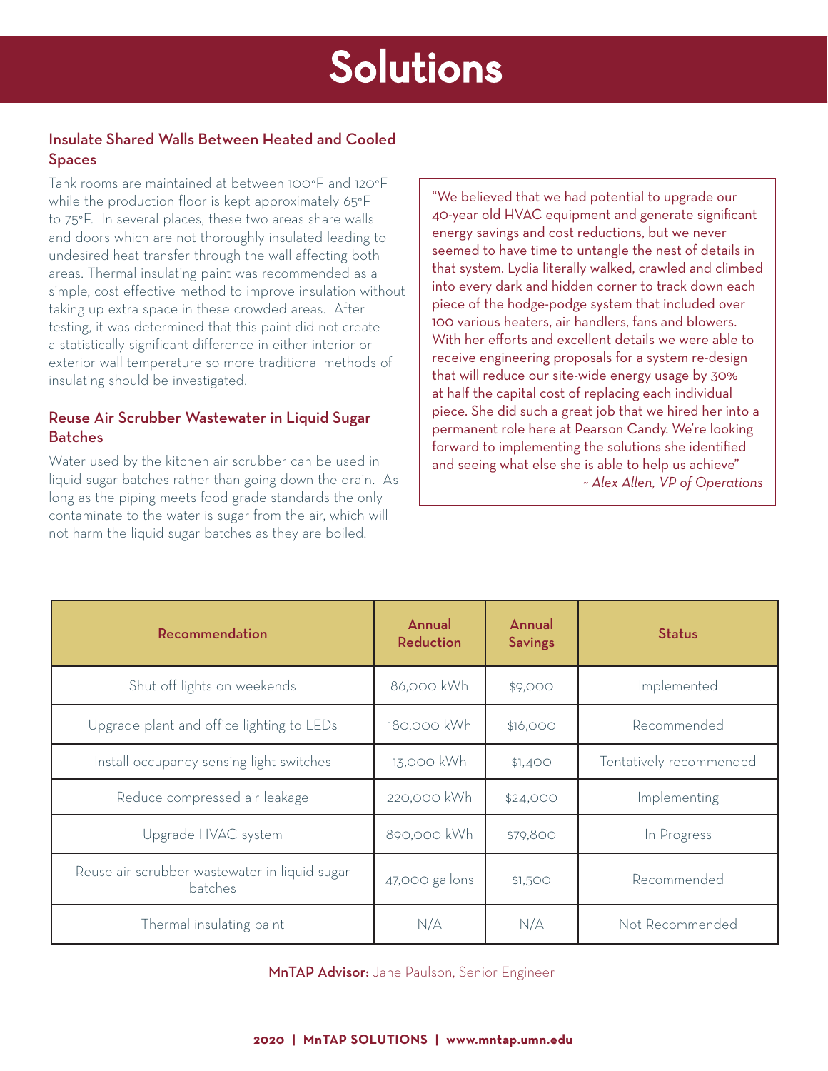# Solutions

### Insulate Shared Walls Between Heated and Cooled Spaces

Tank rooms are maintained at between 100°F and 120°F while the production floor is kept approximately 65°F to 75°F. In several places, these two areas share walls and doors which are not thoroughly insulated leading to undesired heat transfer through the wall affecting both areas. Thermal insulating paint was recommended as a simple, cost effective method to improve insulation without taking up extra space in these crowded areas. After testing, it was determined that this paint did not create a statistically significant difference in either interior or exterior wall temperature so more traditional methods of insulating should be investigated.

### Reuse Air Scrubber Wastewater in Liquid Sugar Batches

Water used by the kitchen air scrubber can be used in liquid sugar batches rather than going down the drain. As long as the piping meets food grade standards the only contaminate to the water is sugar from the air, which will not harm the liquid sugar batches as they are boiled.

> "We believed that we had potential to upgrade our 40-year old HVAC equipment and generate significant energy savings and cost reductions, but we never seemed to have time to untangle the nest of details in that system. Lydia literally walked, crawled and climbed into every dark and hidden corner to track down each piece of the hodge-podge system that included over 100 various heaters, air handlers, fans and blowers. With her efforts and excellent details we were able to receive engineering proposals for a system re-design that will reduce our site-wide energy usage by 30% at half the capital cost of replacing each individual piece. She did such a great job that we hired her into a permanent role here at Pearson Candy. We're looking forward to implementing the solutions she identified and seeing what else she is able to help us achieve"
>
> *~ Alex Allen, VP of Operations*

| Recommendation | Annual Reduction | Annual Savings | Status |
|---|---|---|---|
| Shut off lights on weekends | 86,000 kWh | $9,000 | Implemented |
| Upgrade plant and office lighting to LEDs | 180,000 kWh | $16,000 | Recommended |
| Install occupancy sensing light switches | 13,000 kWh | $1,400 | Tentatively recommended |
| Reduce compressed air leakage | 220,000 kWh | $24,000 | Implementing |
| Upgrade HVAC system | 890,000 kWh | $79,800 | In Progress |
| Reuse air scrubber wastewater in liquid sugar batches | 47,000 gallons | $1,500 | Recommended |
| Thermal insulating paint | N/A | N/A | Not Recommended |

**MnTAP Advisor:** Jane Paulson, Senior Engineer